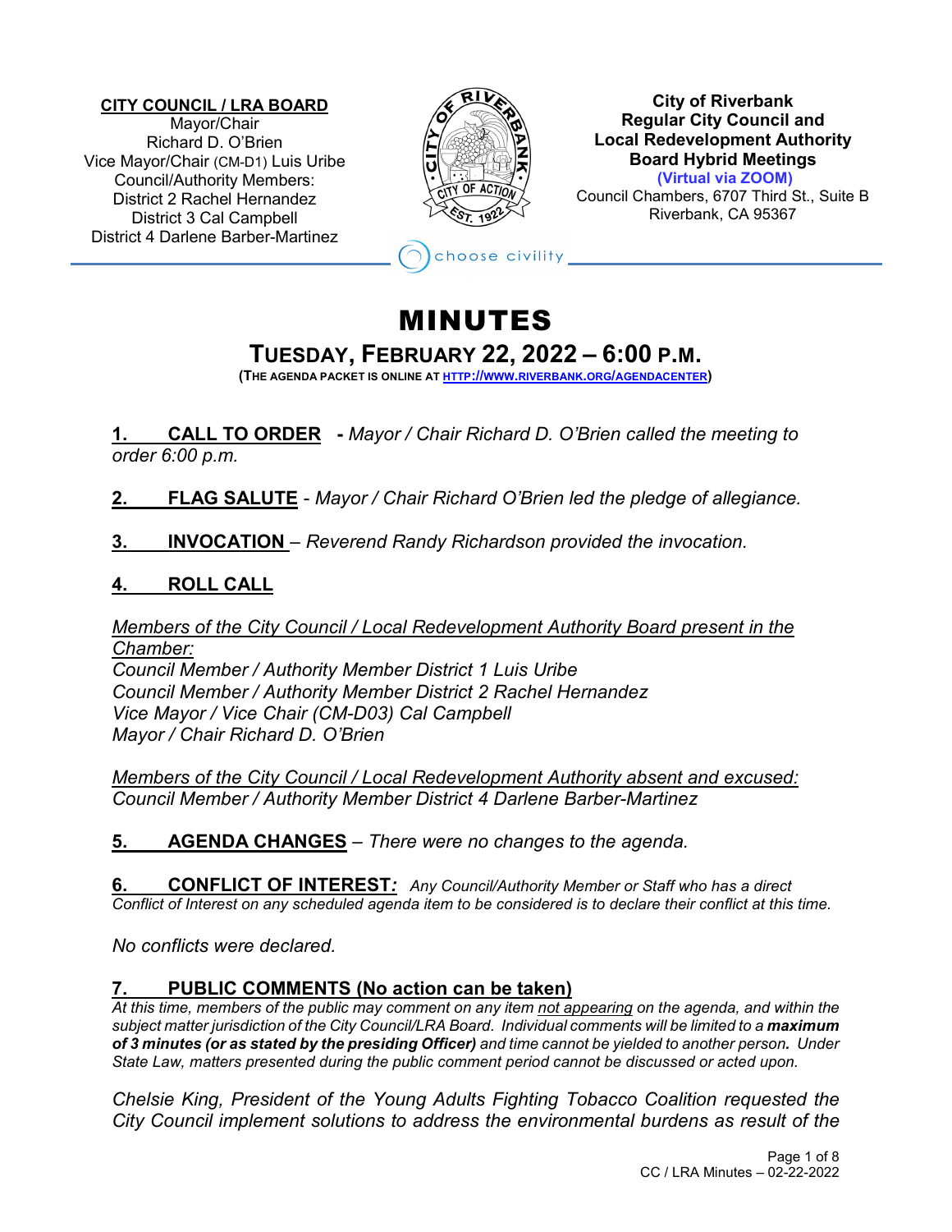**CITY COUNCIL / LRA BOARD**
Mayor/Chair
Richard D. O'Brien
Vice Mayor/Chair (CM-D1) Luis Uribe
Council/Authority Members:
District 2 Rachel Hernandez
District 3 Cal Campbell
District 4 Darlene Barber-Martinez

**City of Riverbank**
**Regular City Council and**
**Local Redevelopment Authority**
**Board Hybrid Meetings**
**(Virtual via ZOOM)**
Council Chambers, 6707 Third St., Suite B
Riverbank, CA 95367

choose civility

# MINUTES

## TUESDAY, FEBRUARY 22, 2022 – 6:00 P.M.

**(THE AGENDA PACKET IS ONLINE AT [HTTP://WWW.RIVERBANK.ORG/AGENDACENTER](http://www.riverbank.org/agendacenter))**

**1. CALL TO ORDER** - *Mayor / Chair Richard D. O'Brien called the meeting to order 6:00 p.m.*

**2. FLAG SALUTE** - *Mayor / Chair Richard O'Brien led the pledge of allegiance.*

**3. INVOCATION** – *Reverend Randy Richardson provided the invocation.*

**4. ROLL CALL**

*Members of the City Council / Local Redevelopment Authority Board present in the Chamber:*
*Council Member / Authority Member District 1 Luis Uribe*
*Council Member / Authority Member District 2 Rachel Hernandez*
*Vice Mayor / Vice Chair (CM-D03) Cal Campbell*
*Mayor / Chair Richard D. O'Brien*

*Members of the City Council / Local Redevelopment Authority absent and excused:*
*Council Member / Authority Member District 4 Darlene Barber-Martinez*

**5. AGENDA CHANGES** – *There were no changes to the agenda.*

**6. CONFLICT OF INTEREST:** *Any Council/Authority Member or Staff who has a direct Conflict of Interest on any scheduled agenda item to be considered is to declare their conflict at this time.*

*No conflicts were declared.*

**7. PUBLIC COMMENTS (No action can be taken)**
*At this time, members of the public may comment on any item not appearing on the agenda, and within the subject matter jurisdiction of the City Council/LRA Board. Individual comments will be limited to a* ***maximum of 3 minutes (or as stated by the presiding Officer)*** *and time cannot be yielded to another person.* ***.*** *Under State Law, matters presented during the public comment period cannot be discussed or acted upon.*

*Chelsie King, President of the Young Adults Fighting Tobacco Coalition requested the City Council implement solutions to address the environmental burdens as result of the*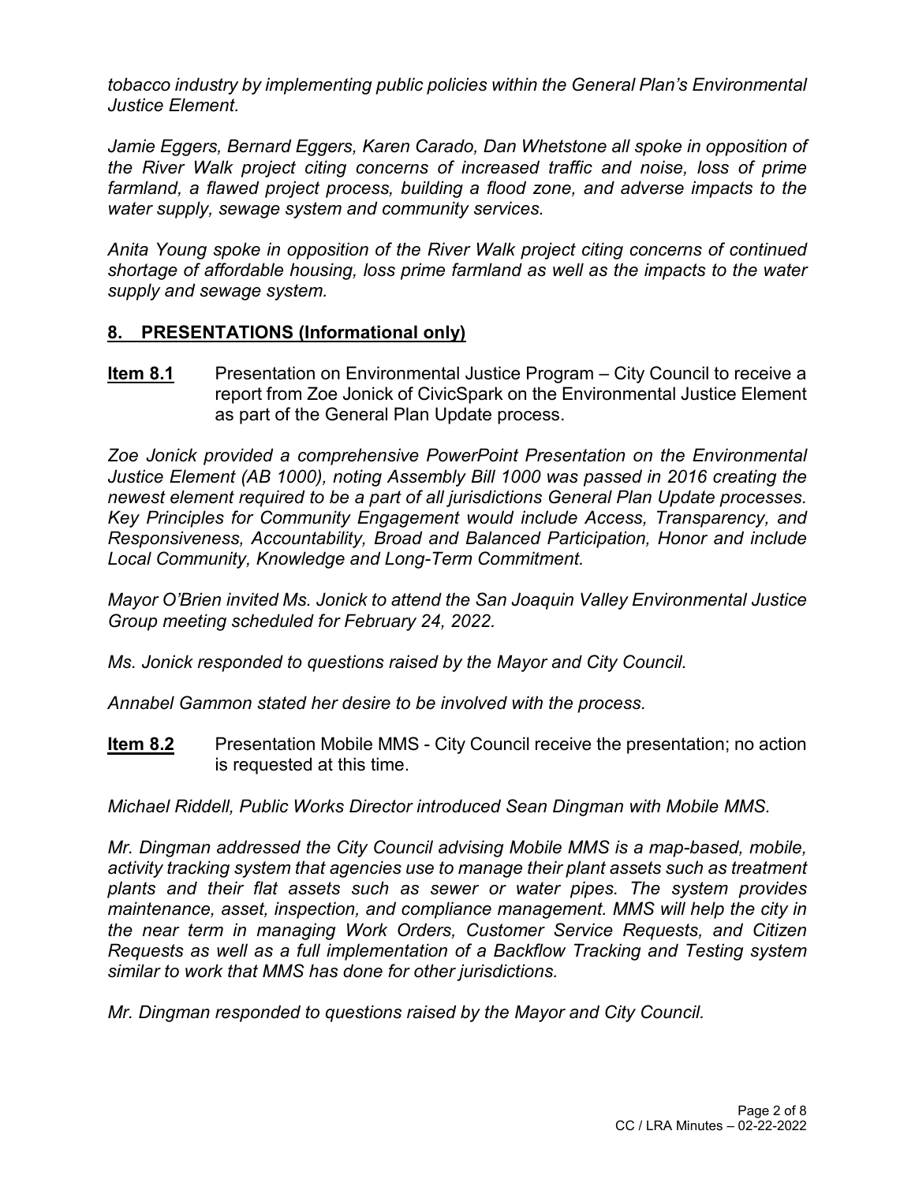*tobacco industry by implementing public policies within the General Plan's Environmental Justice Element.*

*Jamie Eggers, Bernard Eggers, Karen Carado, Dan Whetstone all spoke in opposition of the River Walk project citing concerns of increased traffic and noise, loss of prime farmland, a flawed project process, building a flood zone, and adverse impacts to the water supply, sewage system and community services.*

*Anita Young spoke in opposition of the River Walk project citing concerns of continued shortage of affordable housing, loss prime farmland as well as the impacts to the water supply and sewage system.*

## **8. PRESENTATIONS (Informational only)**

**Item 8.1** Presentation on Environmental Justice Program – City Council to receive a report from Zoe Jonick of CivicSpark on the Environmental Justice Element as part of the General Plan Update process.

*Zoe Jonick provided a comprehensive PowerPoint Presentation on the Environmental Justice Element (AB 1000), noting Assembly Bill 1000 was passed in 2016 creating the newest element required to be a part of all jurisdictions General Plan Update processes. Key Principles for Community Engagement would include Access, Transparency, and Responsiveness, Accountability, Broad and Balanced Participation, Honor and include Local Community, Knowledge and Long-Term Commitment.*

*Mayor O'Brien invited Ms. Jonick to attend the San Joaquin Valley Environmental Justice Group meeting scheduled for February 24, 2022.*

*Ms. Jonick responded to questions raised by the Mayor and City Council.*

*Annabel Gammon stated her desire to be involved with the process.*

**Item 8.2** Presentation Mobile MMS - City Council receive the presentation; no action is requested at this time.

*Michael Riddell, Public Works Director introduced Sean Dingman with Mobile MMS.*

*Mr. Dingman addressed the City Council advising Mobile MMS is a map-based, mobile, activity tracking system that agencies use to manage their plant assets such as treatment plants and their flat assets such as sewer or water pipes. The system provides maintenance, asset, inspection, and compliance management. MMS will help the city in the near term in managing Work Orders, Customer Service Requests, and Citizen Requests as well as a full implementation of a Backflow Tracking and Testing system similar to work that MMS has done for other jurisdictions.*

*Mr. Dingman responded to questions raised by the Mayor and City Council.*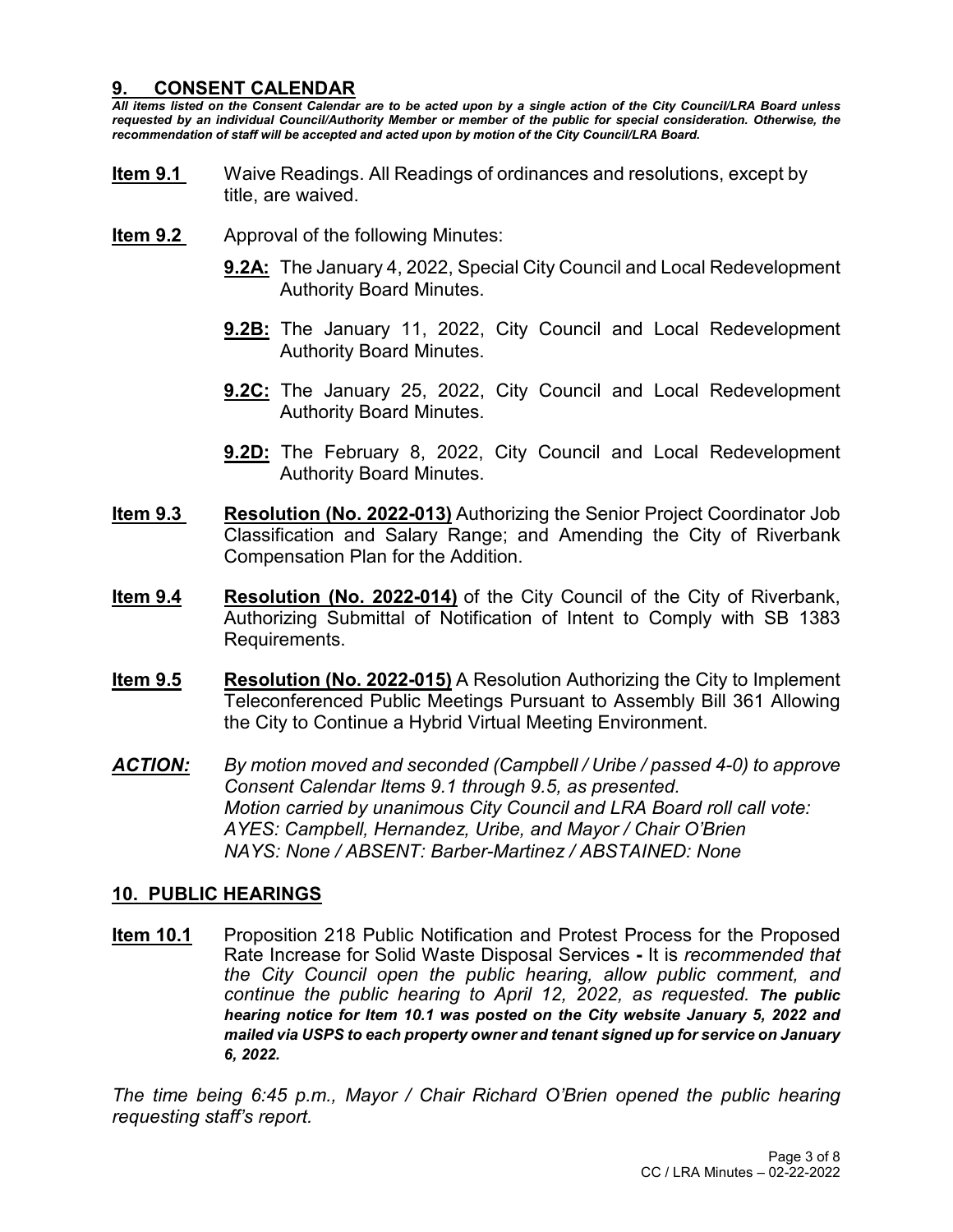## 9. CONSENT CALENDAR

***All items listed on the Consent Calendar are to be acted upon by a single action of the City Council/LRA Board unless requested by an individual Council/Authority Member or member of the public for special consideration. Otherwise, the recommendation of staff will be accepted and acted upon by motion of the City Council/LRA Board.***

**Item 9.1** Waive Readings. All Readings of ordinances and resolutions, except by title, are waived.

**Item 9.2** Approval of the following Minutes:

- **9.2A:** The January 4, 2022, Special City Council and Local Redevelopment Authority Board Minutes.
- **9.2B:** The January 11, 2022, City Council and Local Redevelopment Authority Board Minutes.
- **9.2C:** The January 25, 2022, City Council and Local Redevelopment Authority Board Minutes.
- **9.2D:** The February 8, 2022, City Council and Local Redevelopment Authority Board Minutes.

**Item 9.3** **Resolution (No. 2022-013)** Authorizing the Senior Project Coordinator Job Classification and Salary Range; and Amending the City of Riverbank Compensation Plan for the Addition.

**Item 9.4** **Resolution (No. 2022-014)** of the City Council of the City of Riverbank, Authorizing Submittal of Notification of Intent to Comply with SB 1383 Requirements.

**Item 9.5** **Resolution (No. 2022-015)** A Resolution Authorizing the City to Implement Teleconferenced Public Meetings Pursuant to Assembly Bill 361 Allowing the City to Continue a Hybrid Virtual Meeting Environment.

***ACTION:*** *By motion moved and seconded (Campbell / Uribe / passed 4-0) to approve Consent Calendar Items 9.1 through 9.5, as presented.*
*Motion carried by unanimous City Council and LRA Board roll call vote:*
*AYES: Campbell, Hernandez, Uribe, and Mayor / Chair O'Brien*
*NAYS: None / ABSENT: Barber-Martinez / ABSTAINED: None*

## 10. PUBLIC HEARINGS

**Item 10.1** Proposition 218 Public Notification and Protest Process for the Proposed Rate Increase for Solid Waste Disposal Services **-** It is *recommended that the City Council open the public hearing, allow public comment, and continue the public hearing to April 12, 2022, as requested.* ***The public hearing notice for Item 10.1 was posted on the City website January 5, 2022 and mailed via USPS to each property owner and tenant signed up for service on January 6, 2022.***

*The time being 6:45 p.m., Mayor / Chair Richard O'Brien opened the public hearing requesting staff's report.*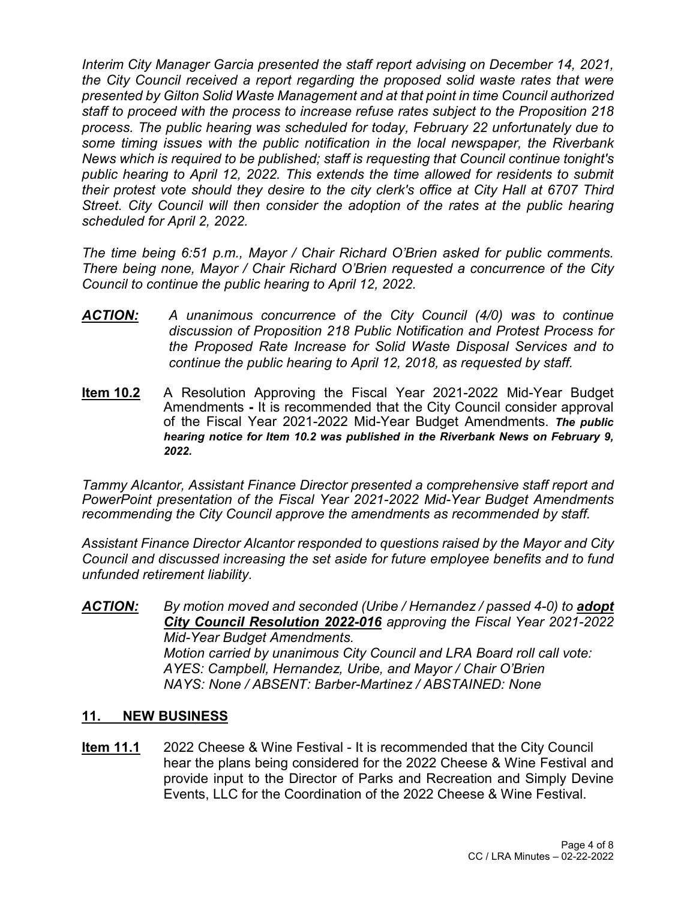*Interim City Manager Garcia presented the staff report advising on December 14, 2021, the City Council received a report regarding the proposed solid waste rates that were presented by Gilton Solid Waste Management and at that point in time Council authorized staff to proceed with the process to increase refuse rates subject to the Proposition 218 process. The public hearing was scheduled for today, February 22 unfortunately due to some timing issues with the public notification in the local newspaper, the Riverbank News which is required to be published; staff is requesting that Council continue tonight's public hearing to April 12, 2022. This extends the time allowed for residents to submit their protest vote should they desire to the city clerk's office at City Hall at 6707 Third Street. City Council will then consider the adoption of the rates at the public hearing scheduled for April 2, 2022.*

*The time being 6:51 p.m., Mayor / Chair Richard O'Brien asked for public comments. There being none, Mayor / Chair Richard O'Brien requested a concurrence of the City Council to continue the public hearing to April 12, 2022.*

***ACTION:*** *A unanimous concurrence of the City Council (4/0) was to continue discussion of Proposition 218 Public Notification and Protest Process for the Proposed Rate Increase for Solid Waste Disposal Services and to continue the public hearing to April 12, 2018, as requested by staff.*

**Item 10.2** A Resolution Approving the Fiscal Year 2021-2022 Mid-Year Budget Amendments **-** It is recommended that the City Council consider approval of the Fiscal Year 2021-2022 Mid-Year Budget Amendments. ***The public hearing notice for Item 10.2 was published in the Riverbank News on February 9, 2022.***

*Tammy Alcantor, Assistant Finance Director presented a comprehensive staff report and PowerPoint presentation of the Fiscal Year 2021-2022 Mid-Year Budget Amendments recommending the City Council approve the amendments as recommended by staff.*

*Assistant Finance Director Alcantor responded to questions raised by the Mayor and City Council and discussed increasing the set aside for future employee benefits and to fund unfunded retirement liability.*

***ACTION:*** *By motion moved and seconded (Uribe / Hernandez / passed 4-0) to* ***adopt City Council Resolution 2022-016*** *approving the Fiscal Year 2021-2022 Mid-Year Budget Amendments.*
*Motion carried by unanimous City Council and LRA Board roll call vote:*
*AYES: Campbell, Hernandez, Uribe, and Mayor / Chair O'Brien*
*NAYS: None / ABSENT: Barber-Martinez / ABSTAINED: None*

## 11. NEW BUSINESS

**Item 11.1** 2022 Cheese & Wine Festival - It is recommended that the City Council hear the plans being considered for the 2022 Cheese & Wine Festival and provide input to the Director of Parks and Recreation and Simply Devine Events, LLC for the Coordination of the 2022 Cheese & Wine Festival.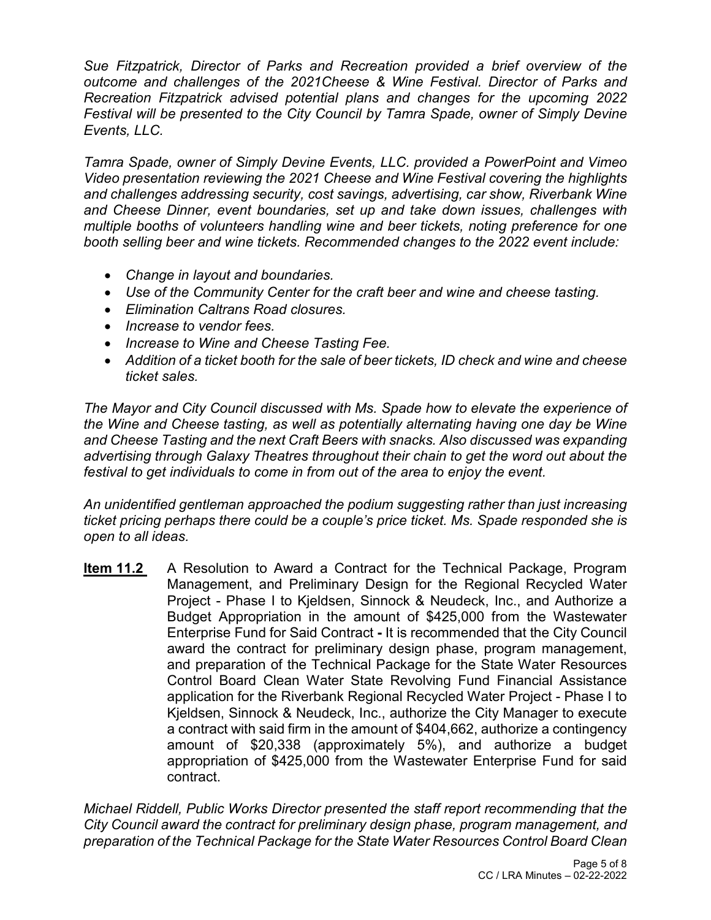*Sue Fitzpatrick, Director of Parks and Recreation provided a brief overview of the outcome and challenges of the 2021Cheese & Wine Festival. Director of Parks and Recreation Fitzpatrick advised potential plans and changes for the upcoming 2022 Festival will be presented to the City Council by Tamra Spade, owner of Simply Devine Events, LLC.*

*Tamra Spade, owner of Simply Devine Events, LLC. provided a PowerPoint and Vimeo Video presentation reviewing the 2021 Cheese and Wine Festival covering the highlights and challenges addressing security, cost savings, advertising, car show, Riverbank Wine and Cheese Dinner, event boundaries, set up and take down issues, challenges with multiple booths of volunteers handling wine and beer tickets, noting preference for one booth selling beer and wine tickets. Recommended changes to the 2022 event include:*

- *Change in layout and boundaries.*
- *Use of the Community Center for the craft beer and wine and cheese tasting.*
- *Elimination Caltrans Road closures.*
- *Increase to vendor fees.*
- *Increase to Wine and Cheese Tasting Fee.*
- *Addition of a ticket booth for the sale of beer tickets, ID check and wine and cheese ticket sales.*

*The Mayor and City Council discussed with Ms. Spade how to elevate the experience of the Wine and Cheese tasting, as well as potentially alternating having one day be Wine and Cheese Tasting and the next Craft Beers with snacks. Also discussed was expanding advertising through Galaxy Theatres throughout their chain to get the word out about the festival to get individuals to come in from out of the area to enjoy the event.*

*An unidentified gentleman approached the podium suggesting rather than just increasing ticket pricing perhaps there could be a couple's price ticket. Ms. Spade responded she is open to all ideas.*

**Item 11.2** A Resolution to Award a Contract for the Technical Package, Program Management, and Preliminary Design for the Regional Recycled Water Project - Phase I to Kjeldsen, Sinnock & Neudeck, Inc., and Authorize a Budget Appropriation in the amount of $425,000 from the Wastewater Enterprise Fund for Said Contract **-** It is recommended that the City Council award the contract for preliminary design phase, program management, and preparation of the Technical Package for the State Water Resources Control Board Clean Water State Revolving Fund Financial Assistance application for the Riverbank Regional Recycled Water Project - Phase I to Kjeldsen, Sinnock & Neudeck, Inc., authorize the City Manager to execute a contract with said firm in the amount of $404,662, authorize a contingency amount of $20,338 (approximately 5%), and authorize a budget appropriation of $425,000 from the Wastewater Enterprise Fund for said contract.

*Michael Riddell, Public Works Director presented the staff report recommending that the City Council award the contract for preliminary design phase, program management, and preparation of the Technical Package for the State Water Resources Control Board Clean*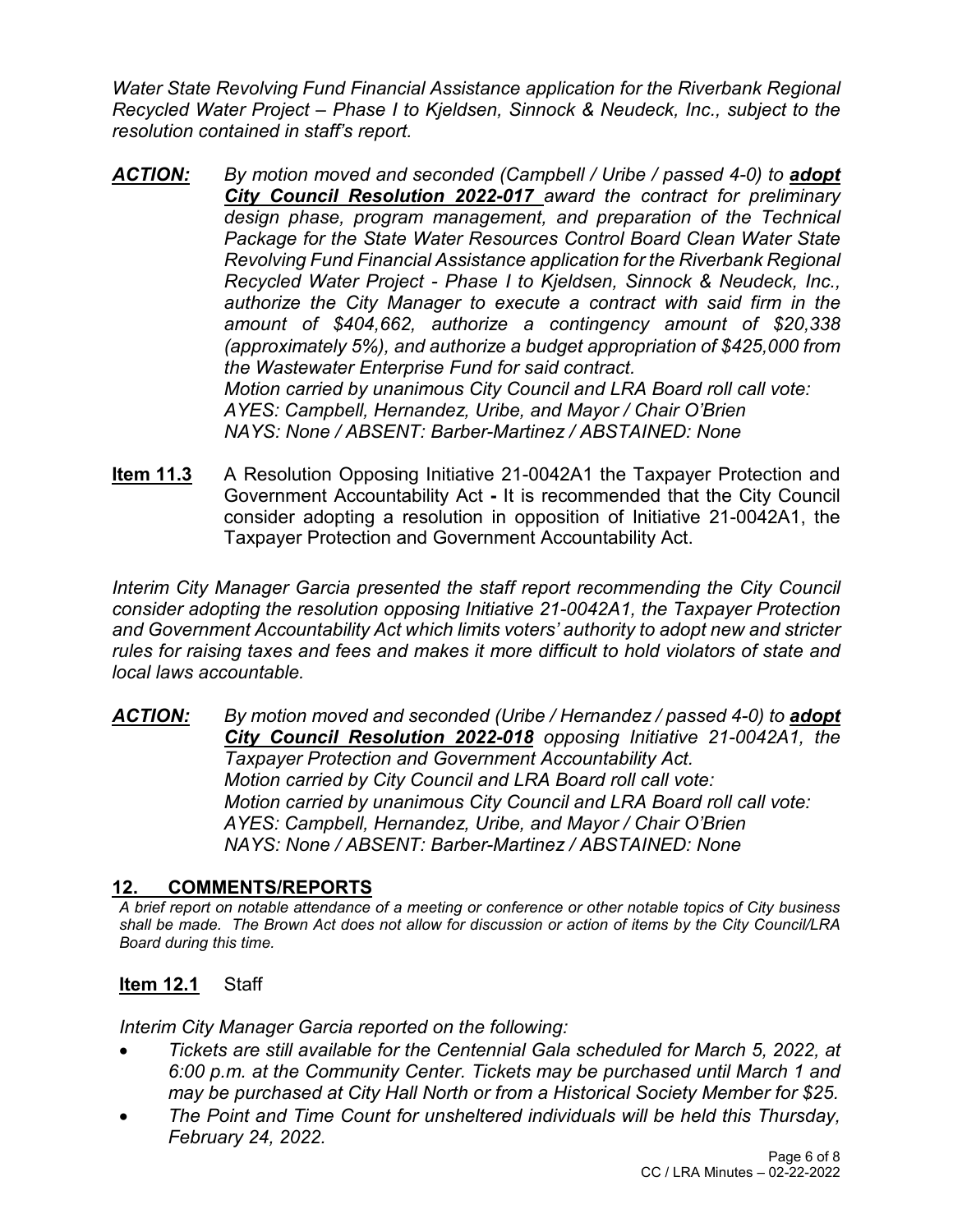*Water State Revolving Fund Financial Assistance application for the Riverbank Regional Recycled Water Project – Phase I to Kjeldsen, Sinnock & Neudeck, Inc., subject to the resolution contained in staff's report.*

***ACTION:*** *By motion moved and seconded (Campbell / Uribe / passed 4-0) to* ***adopt City Council Resolution 2022-017*** *award the contract for preliminary design phase, program management, and preparation of the Technical Package for the State Water Resources Control Board Clean Water State Revolving Fund Financial Assistance application for the Riverbank Regional Recycled Water Project - Phase I to Kjeldsen, Sinnock & Neudeck, Inc., authorize the City Manager to execute a contract with said firm in the amount of $404,662, authorize a contingency amount of $20,338 (approximately 5%), and authorize a budget appropriation of $425,000 from the Wastewater Enterprise Fund for said contract.*
*Motion carried by unanimous City Council and LRA Board roll call vote:*
*AYES: Campbell, Hernandez, Uribe, and Mayor / Chair O'Brien*
*NAYS: None / ABSENT: Barber-Martinez / ABSTAINED: None*

**Item 11.3** A Resolution Opposing Initiative 21-0042A1 the Taxpayer Protection and Government Accountability Act **-** It is recommended that the City Council consider adopting a resolution in opposition of Initiative 21-0042A1, the Taxpayer Protection and Government Accountability Act.

*Interim City Manager Garcia presented the staff report recommending the City Council consider adopting the resolution opposing Initiative 21-0042A1, the Taxpayer Protection and Government Accountability Act which limits voters' authority to adopt new and stricter rules for raising taxes and fees and makes it more difficult to hold violators of state and local laws accountable.*

***ACTION:*** *By motion moved and seconded (Uribe / Hernandez / passed 4-0) to* ***adopt City Council Resolution 2022-018*** *opposing Initiative 21-0042A1, the Taxpayer Protection and Government Accountability Act.*
*Motion carried by City Council and LRA Board roll call vote:*
*Motion carried by unanimous City Council and LRA Board roll call vote:*
*AYES: Campbell, Hernandez, Uribe, and Mayor / Chair O'Brien*
*NAYS: None / ABSENT: Barber-Martinez / ABSTAINED: None*

## 12. COMMENTS/REPORTS

*A brief report on notable attendance of a meeting or conference or other notable topics of City business shall be made. The Brown Act does not allow for discussion or action of items by the City Council/LRA Board during this time.*

**Item 12.1** Staff

*Interim City Manager Garcia reported on the following:*

- *Tickets are still available for the Centennial Gala scheduled for March 5, 2022, at 6:00 p.m. at the Community Center. Tickets may be purchased until March 1 and may be purchased at City Hall North or from a Historical Society Member for $25.*
- *The Point and Time Count for unsheltered individuals will be held this Thursday, February 24, 2022.*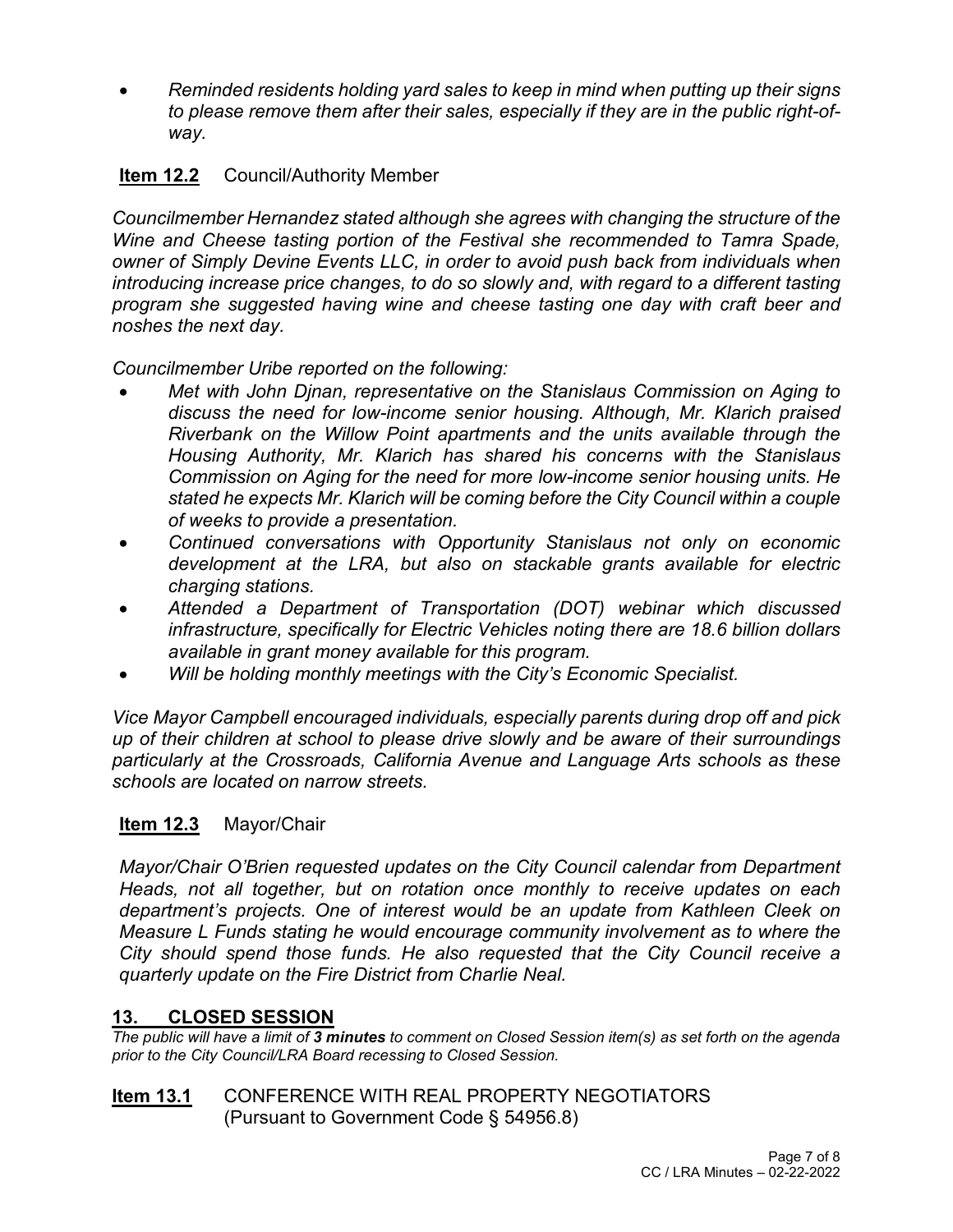- *Reminded residents holding yard sales to keep in mind when putting up their signs to please remove them after their sales, especially if they are in the public right-of-way.*

**Item 12.2** Council/Authority Member

*Councilmember Hernandez stated although she agrees with changing the structure of the Wine and Cheese tasting portion of the Festival she recommended to Tamra Spade, owner of Simply Devine Events LLC, in order to avoid push back from individuals when introducing increase price changes, to do so slowly and, with regard to a different tasting program she suggested having wine and cheese tasting one day with craft beer and noshes the next day.*

*Councilmember Uribe reported on the following:*

- *Met with John Djnan, representative on the Stanislaus Commission on Aging to discuss the need for low-income senior housing. Although, Mr. Klarich praised Riverbank on the Willow Point apartments and the units available through the Housing Authority, Mr. Klarich has shared his concerns with the Stanislaus Commission on Aging for the need for more low-income senior housing units. He stated he expects Mr. Klarich will be coming before the City Council within a couple of weeks to provide a presentation.*
- *Continued conversations with Opportunity Stanislaus not only on economic development at the LRA, but also on stackable grants available for electric charging stations.*
- *Attended a Department of Transportation (DOT) webinar which discussed infrastructure, specifically for Electric Vehicles noting there are 18.6 billion dollars available in grant money available for this program.*
- *Will be holding monthly meetings with the City's Economic Specialist.*

*Vice Mayor Campbell encouraged individuals, especially parents during drop off and pick up of their children at school to please drive slowly and be aware of their surroundings particularly at the Crossroads, California Avenue and Language Arts schools as these schools are located on narrow streets.*

**Item 12.3** Mayor/Chair

*Mayor/Chair O'Brien requested updates on the City Council calendar from Department Heads, not all together, but on rotation once monthly to receive updates on each department's projects. One of interest would be an update from Kathleen Cleek on Measure L Funds stating he would encourage community involvement as to where the City should spend those funds. He also requested that the City Council receive a quarterly update on the Fire District from Charlie Neal.*

## 13. CLOSED SESSION

*The public will have a limit of **3 minutes** to comment on Closed Session item(s) as set forth on the agenda prior to the City Council/LRA Board recessing to Closed Session.*

**Item 13.1** CONFERENCE WITH REAL PROPERTY NEGOTIATORS (Pursuant to Government Code § 54956.8)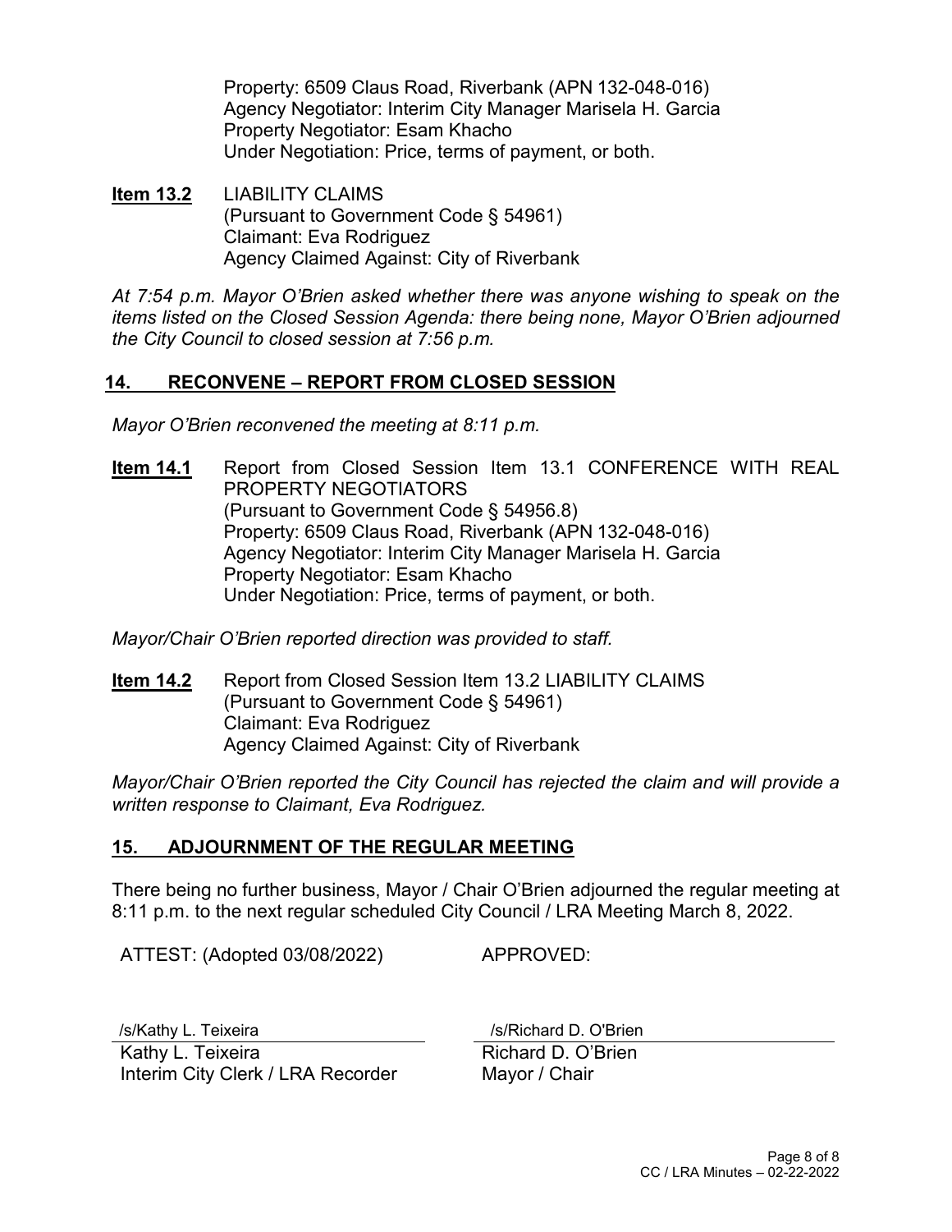Property: 6509 Claus Road, Riverbank (APN 132-048-016)
Agency Negotiator: Interim City Manager Marisela H. Garcia
Property Negotiator: Esam Khacho
Under Negotiation: Price, terms of payment, or both.

**Item 13.2** LIABILITY CLAIMS
(Pursuant to Government Code § 54961)
Claimant: Eva Rodriguez
Agency Claimed Against: City of Riverbank

*At 7:54 p.m. Mayor O'Brien asked whether there was anyone wishing to speak on the items listed on the Closed Session Agenda: there being none, Mayor O'Brien adjourned the City Council to closed session at 7:56 p.m.*

## 14. RECONVENE – REPORT FROM CLOSED SESSION

*Mayor O'Brien reconvened the meeting at 8:11 p.m.*

**Item 14.1** Report from Closed Session Item 13.1 CONFERENCE WITH REAL PROPERTY NEGOTIATORS
(Pursuant to Government Code § 54956.8)
Property: 6509 Claus Road, Riverbank (APN 132-048-016)
Agency Negotiator: Interim City Manager Marisela H. Garcia
Property Negotiator: Esam Khacho
Under Negotiation: Price, terms of payment, or both.

*Mayor/Chair O'Brien reported direction was provided to staff.*

**Item 14.2** Report from Closed Session Item 13.2 LIABILITY CLAIMS
(Pursuant to Government Code § 54961)
Claimant: Eva Rodriguez
Agency Claimed Against: City of Riverbank

*Mayor/Chair O'Brien reported the City Council has rejected the claim and will provide a written response to Claimant, Eva Rodriguez.*

## 15. ADJOURNMENT OF THE REGULAR MEETING

There being no further business, Mayor / Chair O'Brien adjourned the regular meeting at 8:11 p.m. to the next regular scheduled City Council / LRA Meeting March 8, 2022.

ATTEST: (Adopted 03/08/2022)

/s/Kathy L. Teixeira
Kathy L. Teixeira
Interim City Clerk / LRA Recorder

APPROVED:

/s/Richard D. O'Brien
Richard D. O'Brien
Mayor / Chair